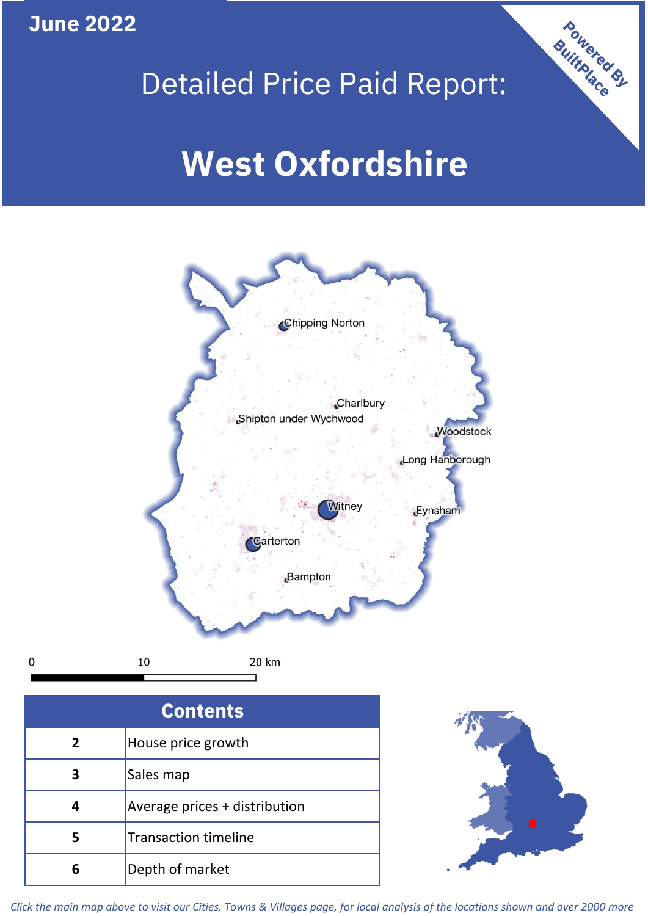June 2022

# Detailed Price Paid Report:

# West Oxfordshire

Powered By BuiltPlace

Chipping Norton
Charlbury
Shipton under Wychwood
Woodstock
Long Hanborough
Witney
Eynsham
Carterton
Bampton

0 10 20 km

| Contents | |
|---|---|
| 2 | House price growth |
| 3 | Sales map |
| 4 | Average prices + distribution |
| 5 | Transaction timeline |
| 6 | Depth of market |

*Click the main map above to visit our Cities, Towns & Villages page, for local analysis of the locations shown and over 2000 more*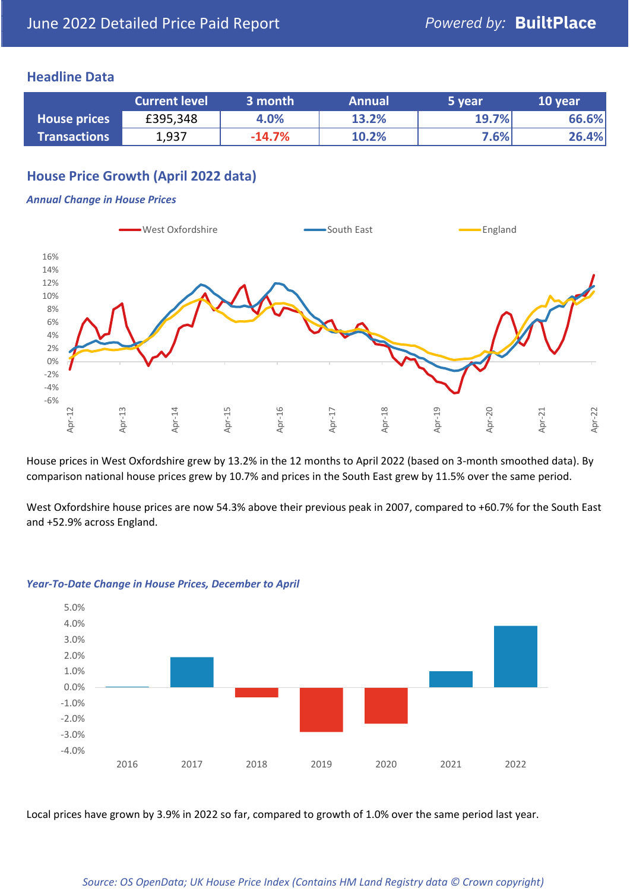June 2022 Detailed Price Paid Report

Powered by: **BuiltPlace**

## Headline Data

| | Current level | 3 month | Annual | 5 year | 10 year |
|---|---|---|---|---|---|
| **House prices** | £395,348 | 4.0% | 13.2% | 19.7% | 66.6% |
| **Transactions** | 1,937 | -14.7% | 10.2% | 7.6% | 26.4% |

## House Price Growth (April 2022 data)

### *Annual Change in House Prices*

House prices in West Oxfordshire grew by 13.2% in the 12 months to April 2022 (based on 3-month smoothed data). By comparison national house prices grew by 10.7% and prices in the South East grew by 11.5% over the same period.

West Oxfordshire house prices are now 54.3% above their previous peak in 2007, compared to +60.7% for the South East and +52.9% across England.

### *Year-To-Date Change in House Prices, December to April*

Local prices have grown by 3.9% in 2022 so far, compared to growth of 1.0% over the same period last year.

*Source: OS OpenData; UK House Price Index (Contains HM Land Registry data © Crown copyright)*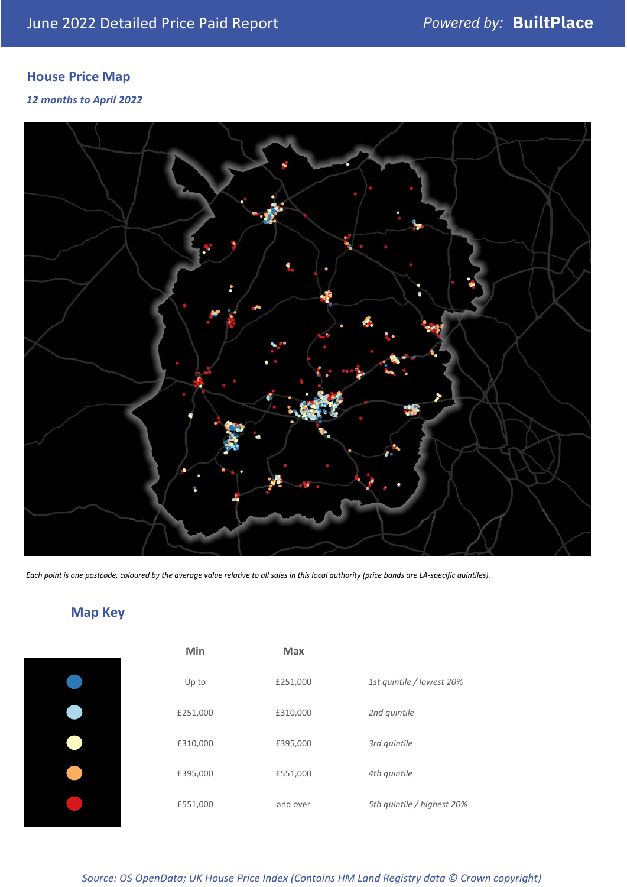## House Price Map

*12 months to April 2022*

*Each point is one postcode, coloured by the average value relative to all sales in this local authority (price bands are LA-specific quintiles).*

## Map Key

| Min | Max | |
|---|---|---|
| Up to | £251,000 | *1st quintile / lowest 20%* |
| £251,000 | £310,000 | *2nd quintile* |
| £310,000 | £395,000 | *3rd quintile* |
| £395,000 | £551,000 | *4th quintile* |
| £551,000 | and over | *5th quintile / highest 20%* |

*Source: OS OpenData; UK House Price Index (Contains HM Land Registry data © Crown copyright)*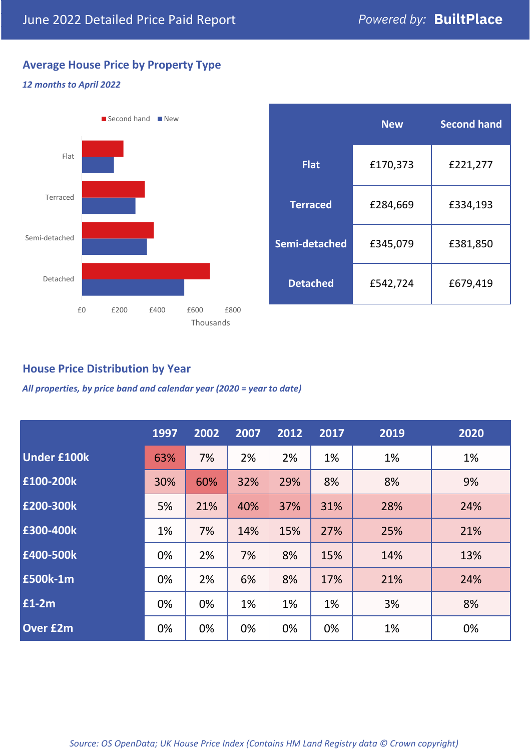# June 2022 Detailed Price Paid Report

*Powered by:* **BuiltPlace**

## Average House Price by Property Type

*12 months to April 2022*

Second hand ■ New ■

Flat

Terraced

Semi-detached

Detached

£0 £200 £400 £600 £800

Thousands

| | New | Second hand |
|---|---|---|
| **Flat** | £170,373 | £221,277 |
| **Terraced** | £284,669 | £334,193 |
| **Semi-detached** | £345,079 | £381,850 |
| **Detached** | £542,724 | £679,419 |

## House Price Distribution by Year

*All properties, by price band and calendar year (2020 = year to date)*

| | 1997 | 2002 | 2007 | 2012 | 2017 | 2019 | 2020 |
|---|---|---|---|---|---|---|---|
| **Under £100k** | 63% | 7% | 2% | 2% | 1% | 1% | 1% |
| **£100-200k** | 30% | 60% | 32% | 29% | 8% | 8% | 9% |
| **£200-300k** | 5% | 21% | 40% | 37% | 31% | 28% | 24% |
| **£300-400k** | 1% | 7% | 14% | 15% | 27% | 25% | 21% |
| **£400-500k** | 0% | 2% | 7% | 8% | 15% | 14% | 13% |
| **£500k-1m** | 0% | 2% | 6% | 8% | 17% | 21% | 24% |
| **£1-2m** | 0% | 0% | 1% | 1% | 1% | 3% | 8% |
| **Over £2m** | 0% | 0% | 0% | 0% | 0% | 1% | 0% |

*Source: OS OpenData; UK House Price Index (Contains HM Land Registry data © Crown copyright)*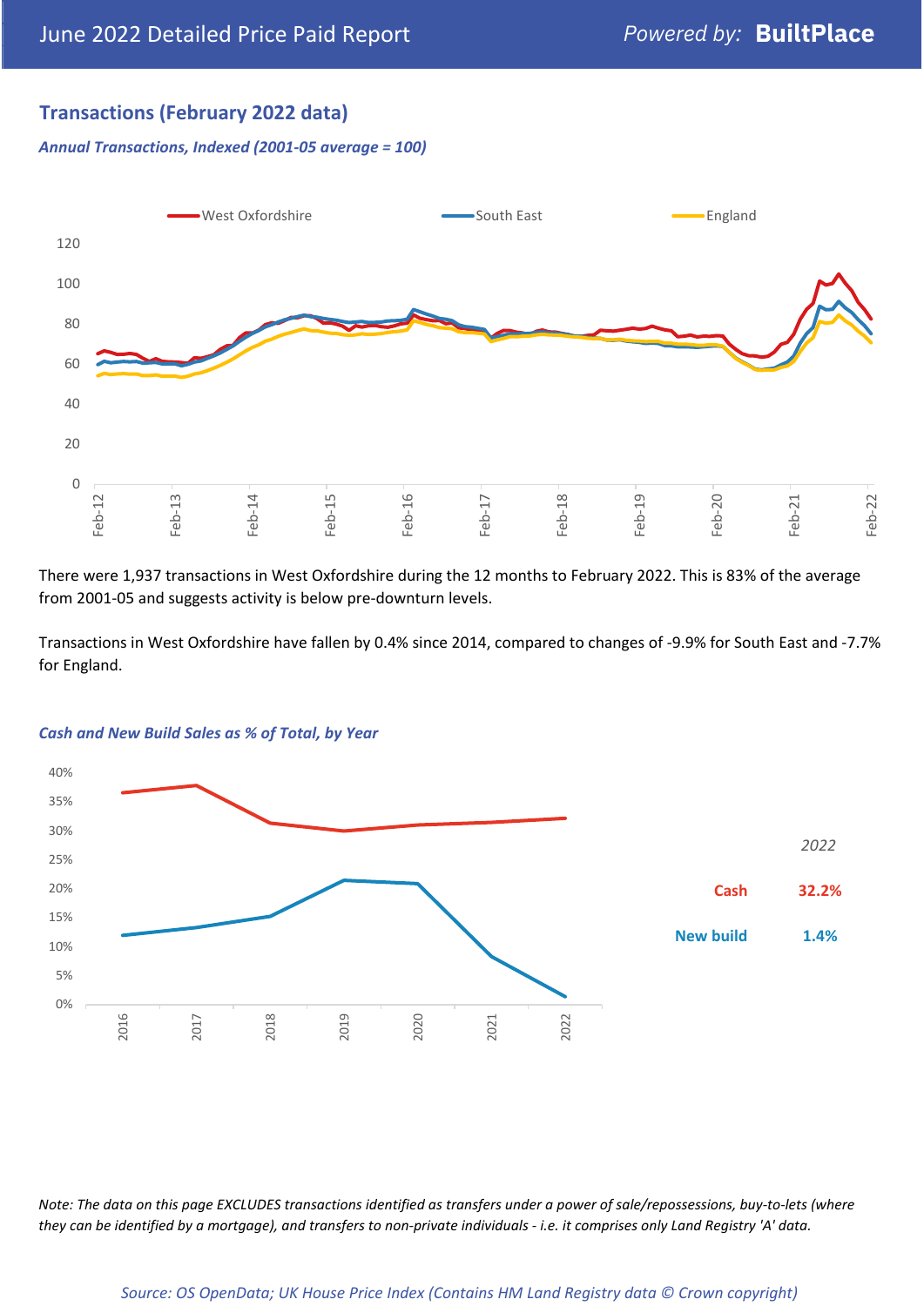## Transactions (February 2022 data)

***Annual Transactions, Indexed (2001-05 average = 100)***

West Oxfordshire | South East | England

There were 1,937 transactions in West Oxfordshire during the 12 months to February 2022. This is 83% of the average from 2001-05 and suggests activity is below pre-downturn levels.

Transactions in West Oxfordshire have fallen by 0.4% since 2014, compared to changes of -9.9% for South East and -7.7% for England.

***Cash and New Build Sales as % of Total, by Year***

| *2022* | |
|---|---|
| Cash | 32.2% |
| New build | 1.4% |

*Note: The data on this page EXCLUDES transactions identified as transfers under a power of sale/repossessions, buy-to-lets (where they can be identified by a mortgage), and transfers to non-private individuals - i.e. it comprises only Land Registry 'A' data.*

*Source: OS OpenData; UK House Price Index (Contains HM Land Registry data © Crown copyright)*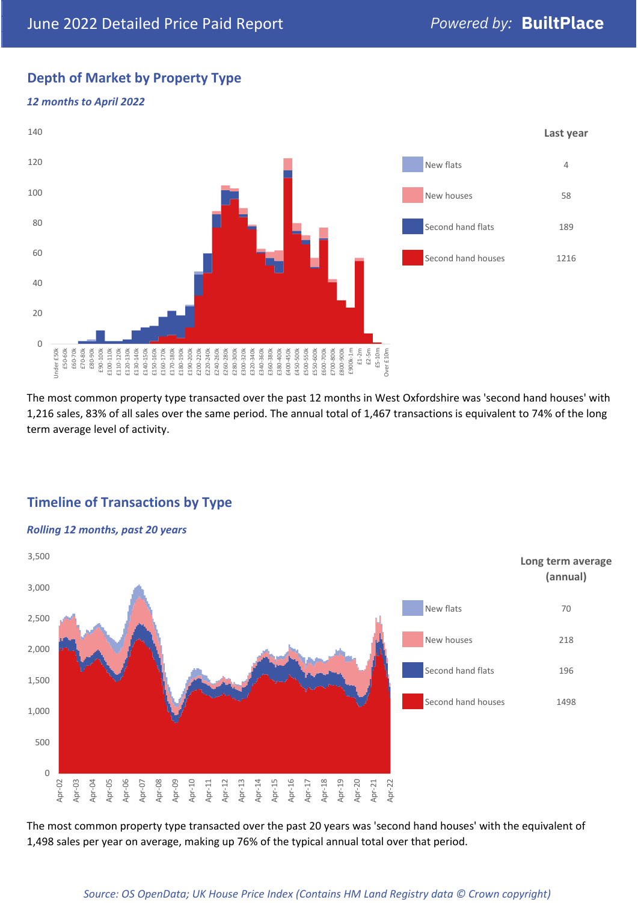June 2022 Detailed Price Paid Report

Powered by: **BuiltPlace**

## Depth of Market by Property Type

*12 months to April 2022*

140
120
100
80
60
40
20
0

Under £50k, £50-60k, £60-70k, £70-80k, £80-90k, £90-100k, £100-110k, £110-120k, £120-130k, £130-140k, £140-150k, £150-160k, £160-170k, £170-180k, £180-190k, £190-200k, £200-220k, £220-240k, £240-260k, £260-280k, £280-300k, £300-320k, £320-340k, £340-360k, £360-380k, £380-400k, £400-450k, £450-500k, £500-550k, £550-600k, £600-700k, £700-800k, £800-900k, £900k-1m, £1-2m, £2-5m, £5-10m, Over £10m

Last year

New flats 4

New houses 58

Second hand flats 189

Second hand houses 1216

The most common property type transacted over the past 12 months in West Oxfordshire was 'second hand houses' with 1,216 sales, 83% of all sales over the same period. The annual total of 1,467 transactions is equivalent to 74% of the long term average level of activity.

## Timeline of Transactions by Type

*Rolling 12 months, past 20 years*

3,500
3,000
2,500
2,000
1,500
1,000
500
0

Apr-02, Apr-03, Apr-04, Apr-05, Apr-06, Apr-07, Apr-08, Apr-09, Apr-10, Apr-11, Apr-12, Apr-13, Apr-14, Apr-15, Apr-16, Apr-17, Apr-18, Apr-19, Apr-20, Apr-21, Apr-22

Long term average (annual)

New flats 70

New houses 218

Second hand flats 196

Second hand houses 1498

The most common property type transacted over the past 20 years was 'second hand houses' with the equivalent of 1,498 sales per year on average, making up 76% of the typical annual total over that period.

*Source: OS OpenData; UK House Price Index (Contains HM Land Registry data © Crown copyright)*